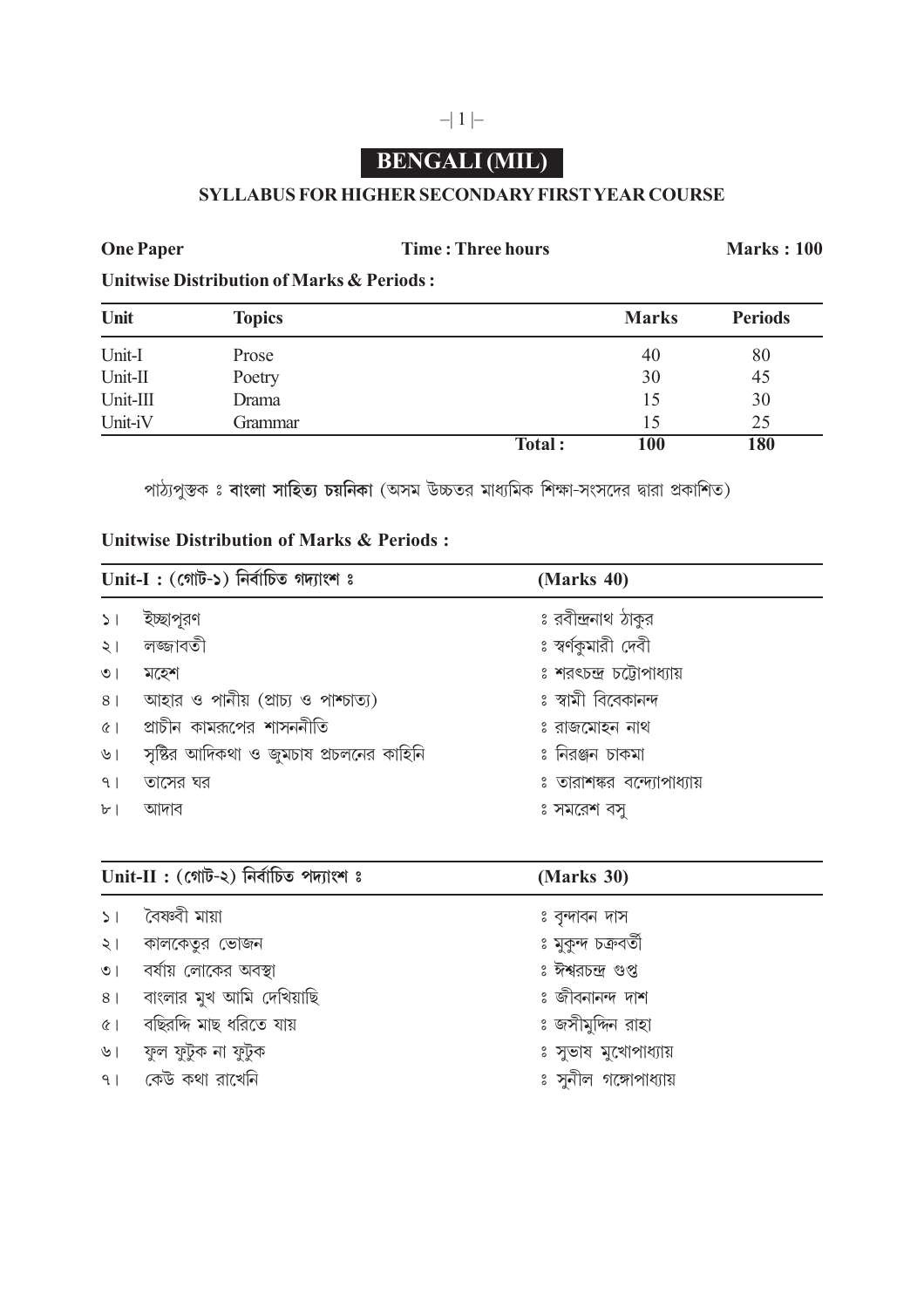# BENGALI (MIL)

## SYLLABUS FOR HIGHER SECONDARY FIRST YEAR COURSE

**One Paper** | **Time : Three hours** | **Marks : 100**

**Unitwise Distribution of Marks & Periods :**

| Unit | Topics | | Marks | Periods |
|---|---|---|---|---|
| Unit-I | Prose | | 40 | 80 |
| Unit-II | Poetry | | 30 | 45 |
| Unit-III | Drama | | 15 | 30 |
| Unit-iV | Grammar | | 15 | 25 |
| | | **Total :** | **100** | **180** |

পাঠ্যপুস্তক ঃ **বাংলা সাহিত্য চয়নিকা** (অসম উচ্চতর মাধ্যমিক শিক্ষা-সংসদের দ্বারা প্রকাশিত)

**Unitwise Distribution of Marks & Periods :**

| Unit-I : (গোট-১) নির্বাচিত গদ্যাংশ ঃ | (Marks 40) |
|---|---|
| ১। ইচ্ছাপূরণ | ঃ রবীন্দ্রনাথ ঠাকুর |
| ২। লজ্জাবতী | ঃ স্বর্ণকুমারী দেবী |
| ৩। মহেশ | ঃ শরৎচন্দ্র চট্টোপাধ্যায় |
| ৪। আহার ও পানীয় (প্রাচ্য ও পাশ্চাত্য) | ঃ স্বামী বিবেকানন্দ |
| ৫। প্রাচীন কামরূপের শাসননীতি | ঃ রাজমোহন নাথ |
| ৬। সৃষ্টির আদিকথা ও জুমচাষ প্রচলনের কাহিনি | ঃ নিরঞ্জন চাকমা |
| ৭। তাসের ঘর | ঃ তারাশঙ্কর বন্দ্যোপাধ্যায় |
| ৮। আদাব | ঃ সমরেশ বসু |

| Unit-II : (গোট-২) নির্বাচিত পদ্যাংশ ঃ | (Marks 30) |
|---|---|
| ১। বৈষ্ণবী মায়া | ঃ বৃন্দাবন দাস |
| ২। কালকেতুর ভোজন | ঃ মুকুন্দ চক্রবর্তী |
| ৩। বর্ষায় লোকের অবস্থা | ঃ ঈশ্বরচন্দ্র গুপ্ত |
| ৪। বাংলার মুখ আমি দেখিয়াছি | ঃ জীবনানন্দ দাশ |
| ৫। বছিরদ্দি মাছ ধরিতে যায় | ঃ জসীমুদ্দিন রাহা |
| ৬। ফুল ফুটুক না ফুটুক | ঃ সুভাষ মুখোপাধ্যায় |
| ৭। কেউ কথা রাখেনি | ঃ সুনীল গঙ্গোপাধ্যায় |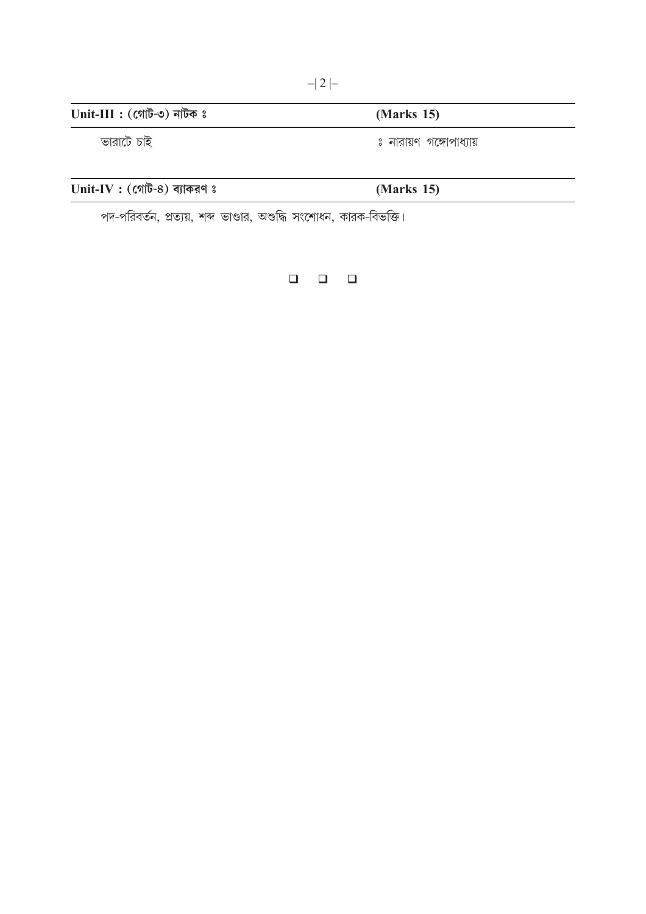| Unit-III : (গোট-৩) নাটক ঃ | (Marks 15) |
| --- | --- |
| ভারাটে চাই | ঃ নারায়ণ গঙ্গোপাধ্যায় |

| Unit-IV : (গোট-৪) ব্যাকরণ ঃ | (Marks 15) |
| --- | --- |

পদ-পরিবর্তন, প্রত্যয়, শব্দ ভাণ্ডার, অশুদ্ধি সংশোধন, কারক-বিভক্তি।

❑ ❑ ❑